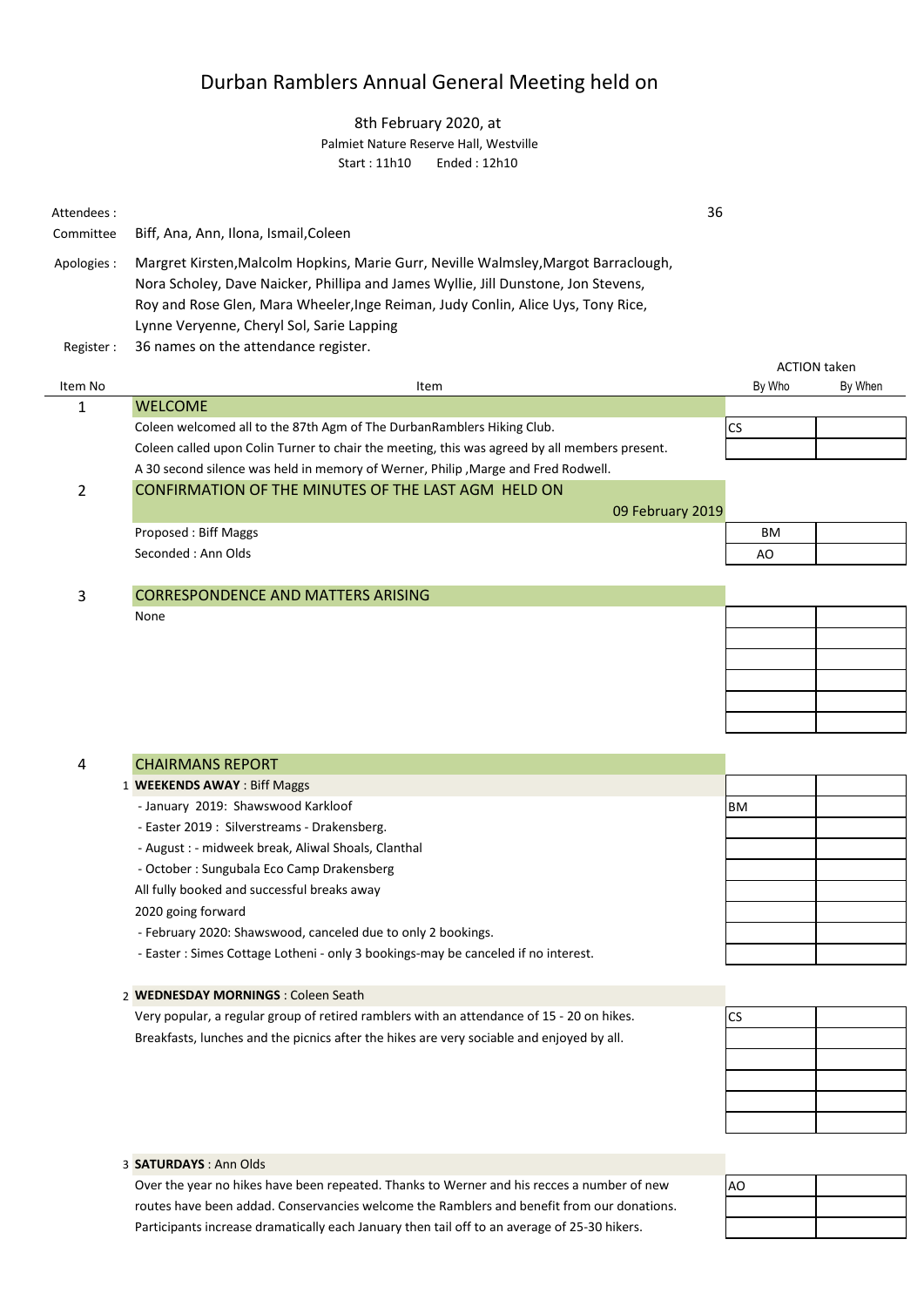# Durban Ramblers Annual General Meeting held on

8th February 2020, at
Palmiet Nature Reserve Hall, Westville
Start : 11h10  Ended : 12h10

**Attendees :** 36

**Committee** Biff, Ana, Ann, Ilona, Ismail,Coleen

**Apologies :** Margret Kirsten,Malcolm Hopkins, Marie Gurr, Neville Walmsley,Margot Barraclough, Nora Scholey, Dave Naicker, Phillipa and James Wyllie, Jill Dunstone, Jon Stevens, Roy and Rose Glen, Mara Wheeler,Inge Reiman, Judy Conlin, Alice Uys, Tony Rice, Lynne Veryenne, Cheryl Sol, Sarie Lapping

**Register :** 36 names on the attendance register.

| Item No | Item | ACTION taken By Who | By When |
|---|---|---|---|
| 1 | **WELCOME** | | |
| | Coleen welcomed all to the 87th Agm of The DurbanRamblers Hiking Club. | CS | |
| | Coleen called upon Colin Turner to chair the meeting, this was agreed by all members present. | | |
| | A 30 second silence was held in memory of Werner, Philip ,Marge and Fred Rodwell. | | |
| 2 | **CONFIRMATION OF THE MINUTES OF THE LAST AGM HELD ON 09 February 2019** | | |
| | Proposed : Biff Maggs | BM | |
| | Seconded : Ann Olds | AO | |
| 3 | **CORRESPONDENCE AND MATTERS ARISING** | | |
| | None | | |
| 4 | **CHAIRMANS REPORT** | | |
| | 1 **WEEKENDS AWAY** : Biff Maggs | | |
| | - January 2019: Shawswood Karkloof | BM | |
| | - Easter 2019 : Silverstreams - Drakensberg. | | |
| | - August : - midweek break, Aliwal Shoals, Clanthal | | |
| | - October : Sungubala Eco Camp Drakensberg | | |
| | All fully booked and successful breaks away | | |
| | 2020 going forward | | |
| | - February 2020: Shawswood, canceled due to only 2 bookings. | | |
| | - Easter : Simes Cottage Lotheni - only 3 bookings-may be canceled if no interest. | | |
| | 2 **WEDNESDAY MORNINGS** : Coleen Seath | | |
| | Very popular, a regular group of retired ramblers with an attendance of 15 - 20 on hikes. | CS | |
| | Breakfasts, lunches and the picnics after the hikes are very sociable and enjoyed by all. | | |
| | 3 **SATURDAYS** : Ann Olds | | |
| | Over the year no hikes have been repeated. Thanks to Werner and his recces a number of new routes have been addad. Conservancies welcome the Ramblers and benefit from our donations. Participants increase dramatically each January then tail off to an average of 25-30 hikers. | AO | |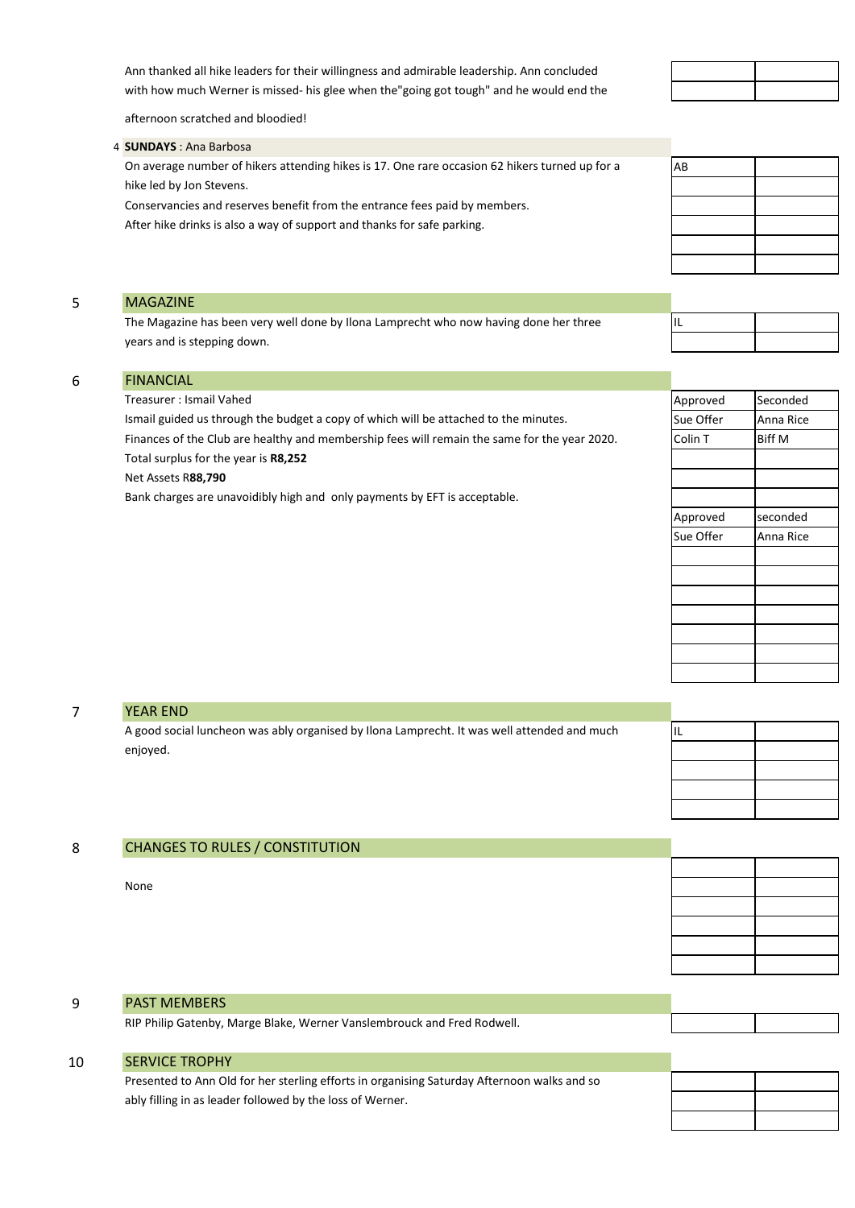Ann thanked all hike leaders for their willingness and admirable leadership. Ann concluded with how much Werner is missed- his glee when the"going got tough" and he would end the afternoon scratched and bloodied!

4 **SUNDAYS** : Ana Barbosa

On average number of hikers attending hikes is 17. One rare occasion 62 hikers turned up for a hike led by Jon Stevens.

Conservancies and reserves benefit from the entrance fees paid by members.

After hike drinks is also a way of support and thanks for safe parking.

| AB | |
|---|---|

## 5 MAGAZINE

The Magazine has been very well done by Ilona Lamprecht who now having done her three years and is stepping down.

| IL | |
|---|---|

## 6 FINANCIAL

Treasurer : Ismail Vahed

Ismail guided us through the budget a copy of which will be attached to the minutes.

Finances of the Club are healthy and membership fees will remain the same for the year 2020.

Total surplus for the year is **R8,252**

Net Assets R**88,790**

Bank charges are unavoidibly high and only payments by EFT is acceptable.

| Approved | Seconded |
|---|---|
| Sue Offer | Anna Rice |
| Colin T | Biff M |

| Approved | seconded |
|---|---|
| Sue Offer | Anna Rice |

## 7 YEAR END

A good social luncheon was ably organised by Ilona Lamprecht. It was well attended and much enjoyed.

| IL | |
|---|---|

## 8 CHANGES TO RULES / CONSTITUTION

None

## 9 PAST MEMBERS

RIP Philip Gatenby, Marge Blake, Werner Vanslembrouck and Fred Rodwell.

## 10 SERVICE TROPHY

Presented to Ann Old for her sterling efforts in organising Saturday Afternoon walks and so ably filling in as leader followed by the loss of Werner.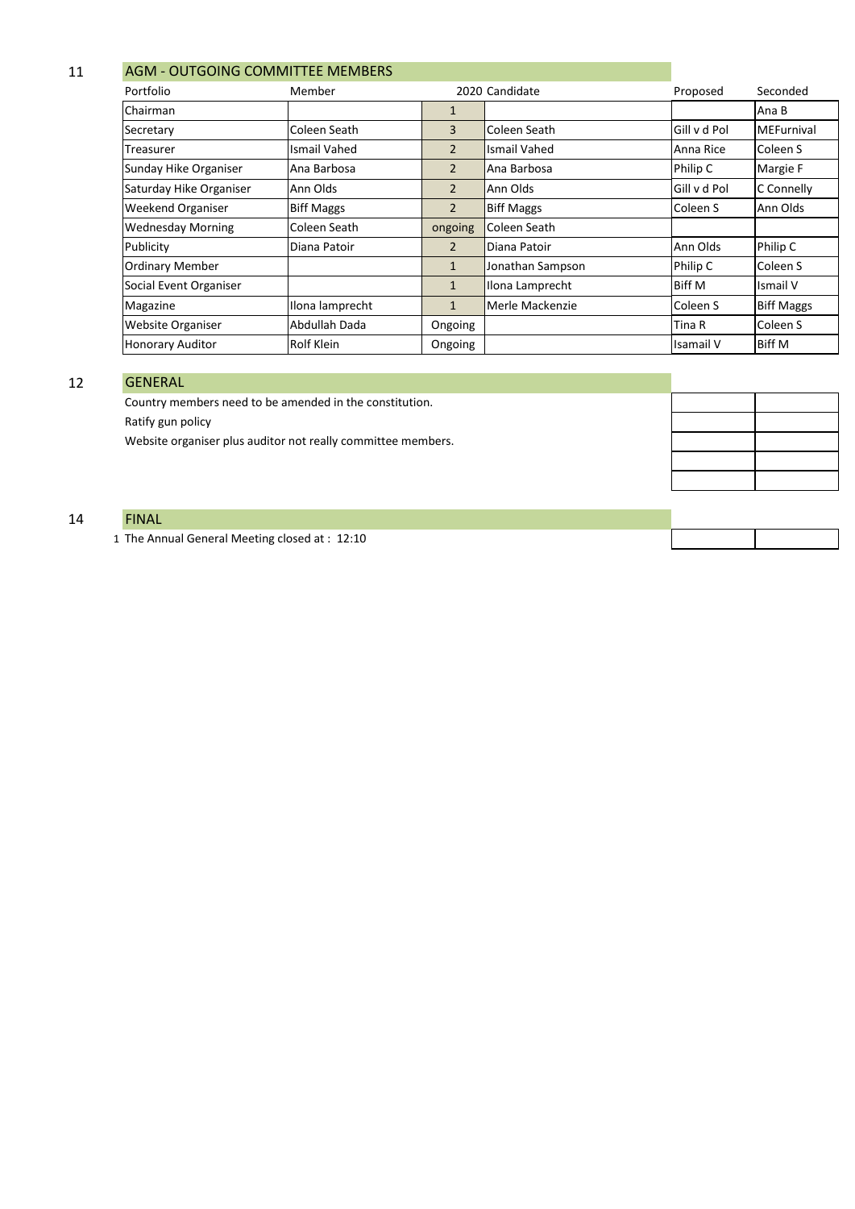## 11 AGM - OUTGOING COMMITTEE MEMBERS

| Portfolio | Member | | 2020 Candidate | Proposed | Seconded |
|---|---|---|---|---|---|
| Chairman | | 1 | | | Ana B |
| Secretary | Coleen Seath | 3 | Coleen Seath | Gill v d Pol | MEFurnival |
| Treasurer | Ismail Vahed | 2 | Ismail Vahed | Anna Rice | Coleen S |
| Sunday Hike Organiser | Ana Barbosa | 2 | Ana Barbosa | Philip C | Margie F |
| Saturday Hike Organiser | Ann Olds | 2 | Ann Olds | Gill v d Pol | C Connelly |
| Weekend Organiser | Biff Maggs | 2 | Biff Maggs | Coleen S | Ann Olds |
| Wednesday Morning | Coleen Seath | ongoing | Coleen Seath | | |
| Publicity | Diana Patoir | 2 | Diana Patoir | Ann Olds | Philip C |
| Ordinary Member | | 1 | Jonathan Sampson | Philip C | Coleen S |
| Social Event Organiser | | 1 | Ilona Lamprecht | Biff M | Ismail V |
| Magazine | Ilona lamprecht | 1 | Merle Mackenzie | Coleen S | Biff Maggs |
| Website Organiser | Abdullah Dada | Ongoing | | Tina R | Coleen S |
| Honorary Auditor | Rolf Klein | Ongoing | | Isamail V | Biff M |

## 12 GENERAL

Country members need to be amended in the constitution.

Ratify gun policy

Website organiser plus auditor not really committee members.

## 14 FINAL

1 The Annual General Meeting closed at : 12:10